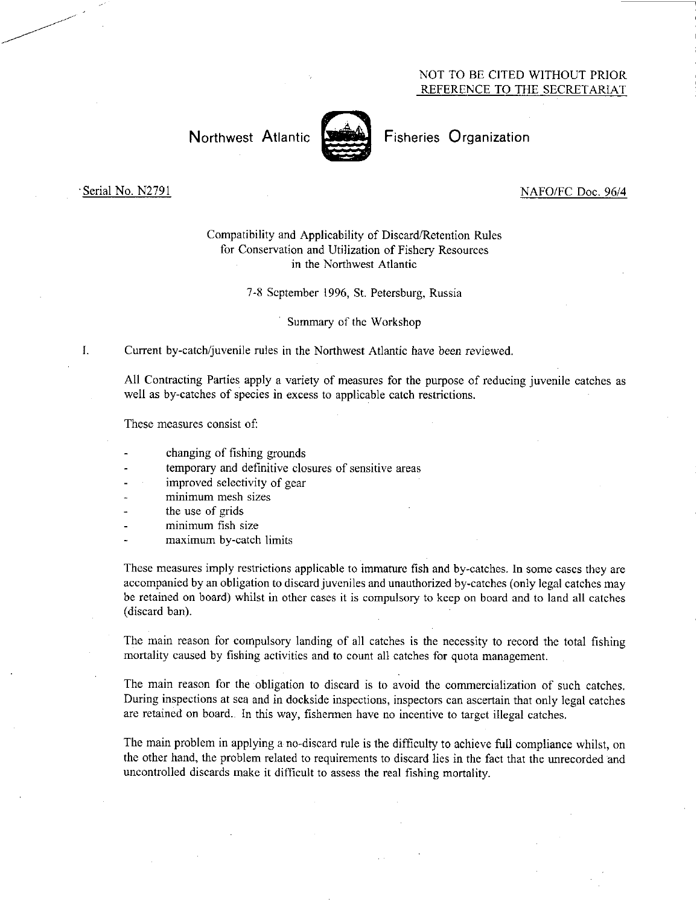NOT TO BE CITED WITHOUT PRIOR REFERENCE TO THE SECRETARIAT

**Northwest Atlantic Fisheries Organization**

Serial No. N2791 NAFO/FC Doc. 96/4

# Compatibility and Applicability of Discard/Retention Rules for Conservation and Utilization of Fishery Resources in the Northwest Atlantic

7-8 September 1996, St. Petersburg, Russia

Summary of the Workshop

I. Current by-catch/juvenile rules in the Northwest Atlantic have been reviewed.

All Contracting Parties apply a variety of measures for the purpose of reducing juvenile catches as well as by-catches of species in excess to applicable catch restrictions.

These measures consist of:

- changing of fishing grounds
- temporary and definitive closures of sensitive areas
- improved selectivity of gear
- minimum mesh sizes
- the use of grids
- minimum fish size
- maximum by-catch limits

These measures imply restrictions applicable to immature fish and by-catches. In some cases they are accompanied by an obligation to discard juveniles and unauthorized by-catches (only legal catches may be retained on board) whilst in other cases it is compulsory to keep on board and to land all catches (discard ban).

The main reason for compulsory landing of all catches is the necessity to record the total fishing mortality caused by fishing activities and to count all catches for quota management.

The main reason for the obligation to discard is to avoid the commercialization of such catches. During inspections at sea and in dockside inspections, inspectors can ascertain that only legal catches are retained on board. In this way, fishermen have no incentive to target illegal catches.

The main problem in applying a no-discard rule is the difficulty to achieve full compliance whilst, on the other hand, the problem related to requirements to discard lies in the fact that the unrecorded and uncontrolled discards make it difficult to assess the real fishing mortality.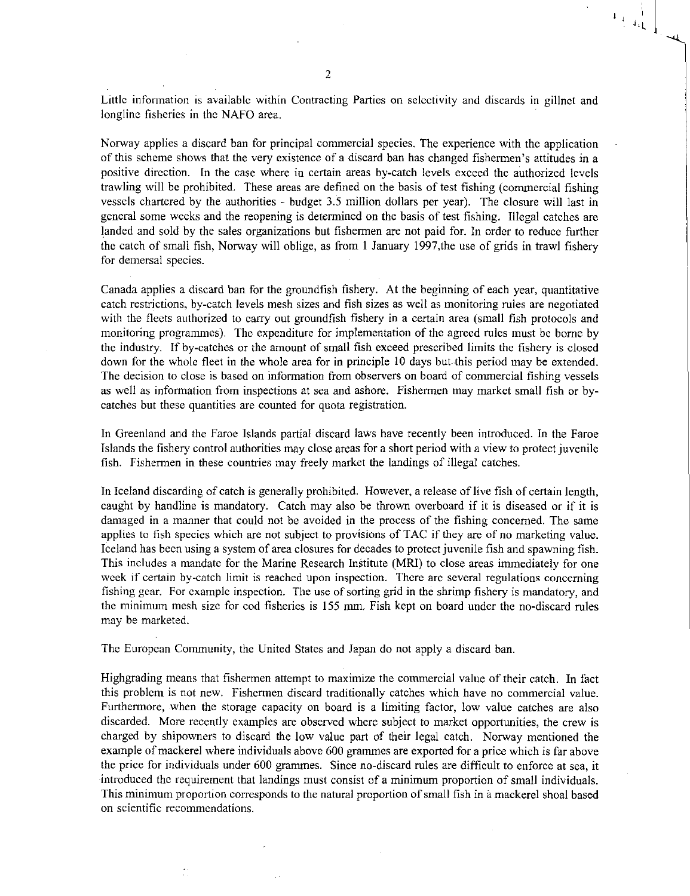Little information is available within Contracting Parties on selectivity and discards in gillnet and longline fisheries in the NAFO area.

Norway applies a discard ban for principal commercial species. The experience with the application of this scheme shows that the very existence of a discard ban has changed fishermen's attitudes in a positive direction. In the case where in certain areas by-catch levels exceed the authorized levels trawling will be prohibited. These areas are defined on the basis of test fishing (commercial fishing vessels chartered by the authorities - budget 3.5 million dollars per year). The closure will last in general some weeks and the reopening is determined on the basis of test fishing. Illegal catches are landed and sold by the sales organizations but fishermen are not paid for. In order to reduce further the catch of small fish, Norway will oblige, as from 1 January 1997,the use of grids in trawl fishery for demersal species.

Canada applies a discard ban for the groundfish fishery. At the beginning of each year, quantitative catch restrictions, by-catch levels mesh sizes and fish sizes as well as monitoring rules are negotiated with the fleets authorized to carry out groundfish fishery in a certain area (small fish protocols and monitoring programmes). The expenditure for implementation of the agreed rules must be borne by the industry. If by-catches or the amount of small fish exceed prescribed limits the fishery is closed down for the whole fleet in the whole area for in principle 10 days but this period may be extended. The decision to close is based on information from observers on board of commercial fishing vessels as well as information from inspections at sea and ashore. Fishermen may market small fish or by-catches but these quantities are counted for quota registration.

In Greenland and the Faroe Islands partial discard laws have recently been introduced. In the Faroe Islands the fishery control authorities may close areas for a short period with a view to protect juvenile fish. Fishermen in these countries may freely market the landings of illegal catches.

In Iceland discarding of catch is generally prohibited. However, a release of live fish of certain length, caught by handline is mandatory. Catch may also be thrown overboard if it is diseased or if it is damaged in a manner that could not be avoided in the process of the fishing concerned. The same applies to fish species which are not subject to provisions of TAC if they are of no marketing value. Iceland has been using a system of area closures for decades to protect juvenile fish and spawning fish. This includes a mandate for the Marine Research Institute (MRI) to close areas immediately for one week if certain by-catch limit is reached upon inspection. There are several regulations concerning fishing gear. For example inspection. The use of sorting grid in the shrimp fishery is mandatory, and the minimum mesh size for cod fisheries is 155 mm. Fish kept on board under the no-discard rules may be marketed.

The European Community, the United States and Japan do not apply a discard ban.

Highgrading means that fishermen attempt to maximize the commercial value of their catch. In fact this problem is not new. Fishermen discard traditionally catches which have no commercial value. Furthermore, when the storage capacity on board is a limiting factor, low value catches are also discarded. More recently examples are observed where subject to market opportunities, the crew is charged by shipowners to discard the low value part of their legal catch. Norway mentioned the example of mackerel where individuals above 600 grammes are exported for a price which is far above the price for individuals under 600 grammes. Since no-discard rules are difficult to enforce at sea, it introduced the requirement that landings must consist of a minimum proportion of small individuals. This minimum proportion corresponds to the natural proportion of small fish in a mackerel shoal based on scientific recommendations.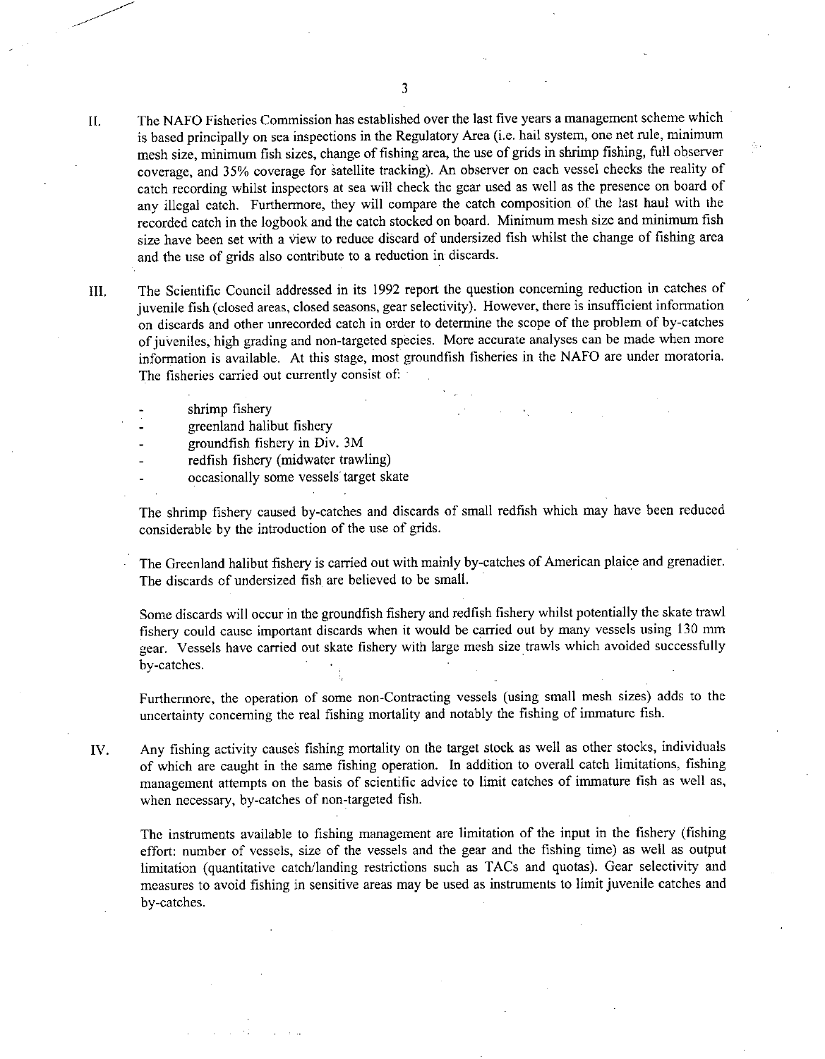II. The NAFO Fisheries Commission has established over the last five years a management scheme which is based principally on sea inspections in the Regulatory Area (i.e. hail system, one net rule, minimum mesh size, minimum fish sizes, change of fishing area, the use of grids in shrimp fishing, full observer coverage, and 35% coverage for satellite tracking). An observer on each vessel checks the reality of catch recording whilst inspectors at sea will check the gear used as well as the presence on board of any illegal catch. Furthermore, they will compare the catch composition of the last haul with the recorded catch in the logbook and the catch stocked on board. Minimum mesh size and minimum fish size have been set with a view to reduce discard of undersized fish whilst the change of fishing area and the use of grids also contribute to a reduction in discards.

III. The Scientific Council addressed in its 1992 report the question concerning reduction in catches of juvenile fish (closed areas, closed seasons, gear selectivity). However, there is insufficient information on discards and other unrecorded catch in order to determine the scope of the problem of by-catches of juveniles, high grading and non-targeted species. More accurate analyses can be made when more information is available. At this stage, most groundfish fisheries in the NAFO are under moratoria. The fisheries carried out currently consist of:

- shrimp fishery
- greenland halibut fishery
- groundfish fishery in Div. 3M
- redfish fishery (midwater trawling)
- occasionally some vessels target skate

The shrimp fishery caused by-catches and discards of small redfish which may have been reduced considerable by the introduction of the use of grids.

The Greenland halibut fishery is carried out with mainly by-catches of American plaice and grenadier. The discards of undersized fish are believed to be small.

Some discards will occur in the groundfish fishery and redfish fishery whilst potentially the skate trawl fishery could cause important discards when it would be carried out by many vessels using 130 mm gear. Vessels have carried out skate fishery with large mesh size trawls which avoided successfully by-catches.

Furthermore, the operation of some non-Contracting vessels (using small mesh sizes) adds to the uncertainty concerning the real fishing mortality and notably the fishing of immature fish.

IV. Any fishing activity causes fishing mortality on the target stock as well as other stocks, individuals of which are caught in the same fishing operation. In addition to overall catch limitations, fishing management attempts on the basis of scientific advice to limit catches of immature fish as well as, when necessary, by-catches of non-targeted fish.

The instruments available to fishing management are limitation of the input in the fishery (fishing effort: number of vessels, size of the vessels and the gear and the fishing time) as well as output limitation (quantitative catch/landing restrictions such as TACs and quotas). Gear selectivity and measures to avoid fishing in sensitive areas may be used as instruments to limit juvenile catches and by-catches.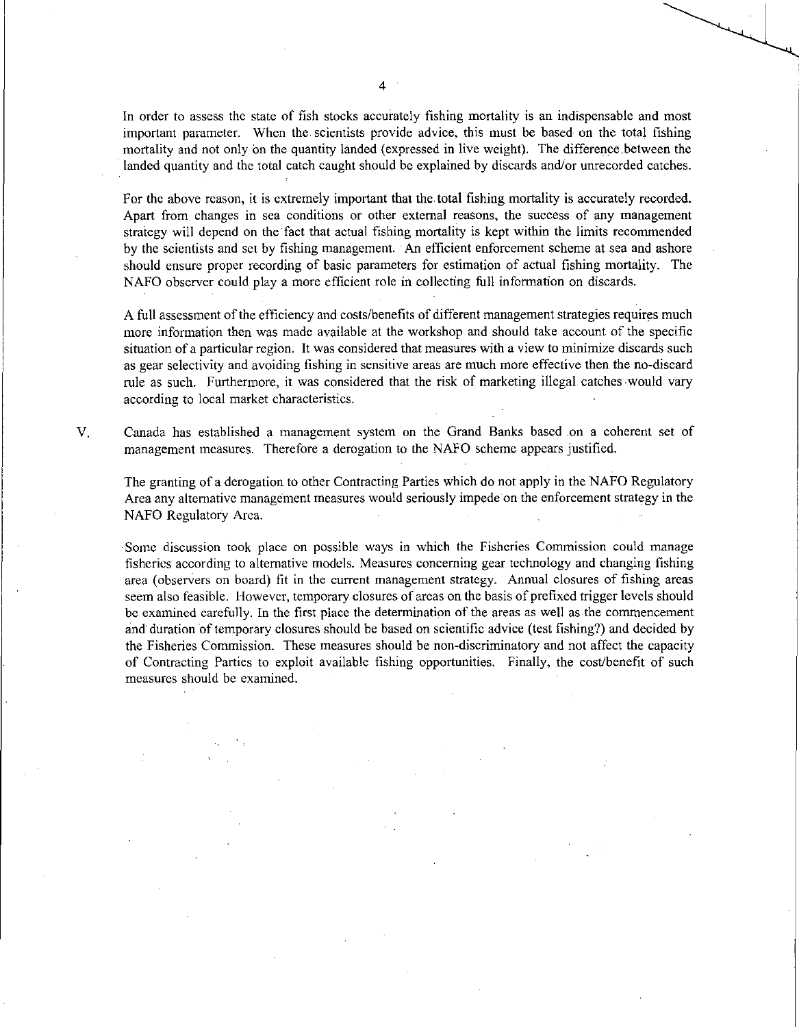In order to assess the state of fish stocks accurately fishing mortality is an indispensable and most important parameter. When the scientists provide advice, this must be based on the total fishing mortality and not only on the quantity landed (expressed in live weight). The difference between the landed quantity and the total catch caught should be explained by discards and/or unrecorded catches.

For the above reason, it is extremely important that the total fishing mortality is accurately recorded. Apart from changes in sea conditions or other external reasons, the success of any management strategy will depend on the fact that actual fishing mortality is kept within the limits recommended by the scientists and set by fishing management. An efficient enforcement scheme at sea and ashore should ensure proper recording of basic parameters for estimation of actual fishing mortality. The NAFO observer could play a more efficient role in collecting full information on discards.

A full assessment of the efficiency and costs/benefits of different management strategies requires much more information then was made available at the workshop and should take account of the specific situation of a particular region. It was considered that measures with a view to minimize discards such as gear selectivity and avoiding fishing in sensitive areas are much more effective then the no-discard rule as such. Furthermore, it was considered that the risk of marketing illegal catches would vary according to local market characteristics.

V. Canada has established a management system on the Grand Banks based on a coherent set of management measures. Therefore a derogation to the NAFO scheme appears justified.

The granting of a derogation to other Contracting Parties which do not apply in the NAFO Regulatory Area any alternative management measures would seriously impede on the enforcement strategy in the NAFO Regulatory Area.

Some discussion took place on possible ways in which the Fisheries Commission could manage fisheries according to alternative models. Measures concerning gear technology and changing fishing area (observers on board) fit in the current management strategy. Annual closures of fishing areas seem also feasible. However, temporary closures of areas on the basis of prefixed trigger levels should be examined carefully. In the first place the determination of the areas as well as the commencement and duration of temporary closures should be based on scientific advice (test fishing?) and decided by the Fisheries Commission. These measures should be non-discriminatory and not affect the capacity of Contracting Parties to exploit available fishing opportunities. Finally, the cost/benefit of such measures should be examined.